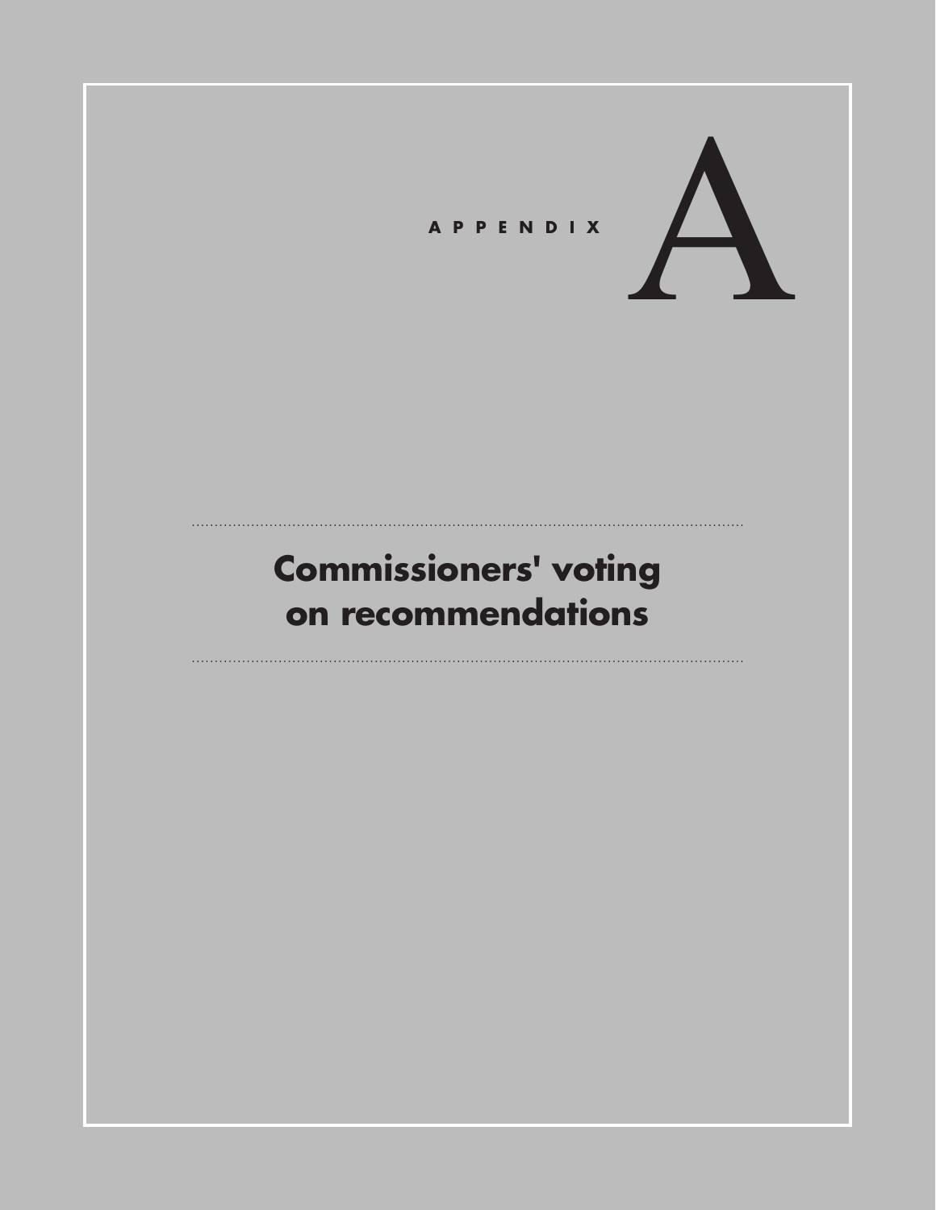# APPENDIX A

## Commissioners' voting on recommendations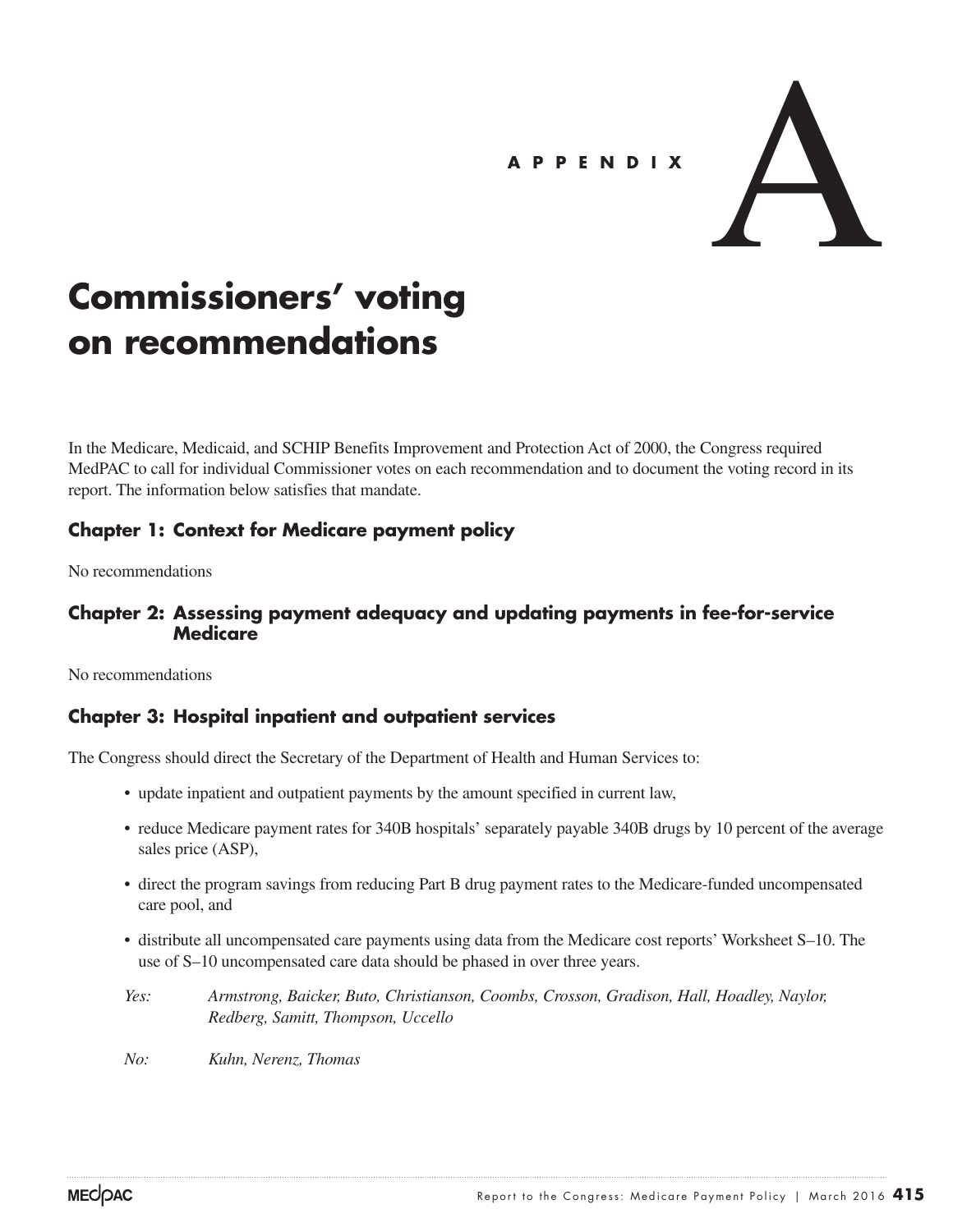# Appendix A

# Commissioners' voting on recommendations

In the Medicare, Medicaid, and SCHIP Benefits Improvement and Protection Act of 2000, the Congress required MedPAC to call for individual Commissioner votes on each recommendation and to document the voting record in its report. The information below satisfies that mandate.

## Chapter 1: Context for Medicare payment policy

No recommendations

## Chapter 2: Assessing payment adequacy and updating payments in fee-for-service Medicare

No recommendations

## Chapter 3: Hospital inpatient and outpatient services

The Congress should direct the Secretary of the Department of Health and Human Services to:

- update inpatient and outpatient payments by the amount specified in current law,
- reduce Medicare payment rates for 340B hospitals' separately payable 340B drugs by 10 percent of the average sales price (ASP),
- direct the program savings from reducing Part B drug payment rates to the Medicare-funded uncompensated care pool, and
- distribute all uncompensated care payments using data from the Medicare cost reports' Worksheet S–10. The use of S–10 uncompensated care data should be phased in over three years.

*Yes:* *Armstrong, Baicker, Buto, Christianson, Coombs, Crosson, Gradison, Hall, Hoadley, Naylor, Redberg, Samitt, Thompson, Uccello*

*No:* *Kuhn, Nerenz, Thomas*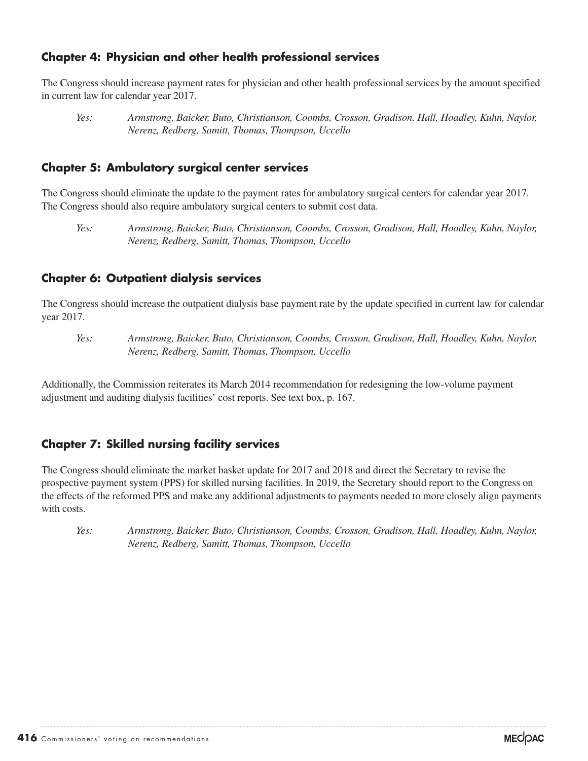## Chapter 4: Physician and other health professional services

The Congress should increase payment rates for physician and other health professional services by the amount specified in current law for calendar year 2017.

*Yes:* *Armstrong, Baicker, Buto, Christianson, Coombs, Crosson, Gradison, Hall, Hoadley, Kuhn, Naylor, Nerenz, Redberg, Samitt, Thomas, Thompson, Uccello*

## Chapter 5: Ambulatory surgical center services

The Congress should eliminate the update to the payment rates for ambulatory surgical centers for calendar year 2017. The Congress should also require ambulatory surgical centers to submit cost data.

*Yes:* *Armstrong, Baicker, Buto, Christianson, Coombs, Crosson, Gradison, Hall, Hoadley, Kuhn, Naylor, Nerenz, Redberg, Samitt, Thomas, Thompson, Uccello*

## Chapter 6: Outpatient dialysis services

The Congress should increase the outpatient dialysis base payment rate by the update specified in current law for calendar year 2017.

*Yes:* *Armstrong, Baicker, Buto, Christianson, Coombs, Crosson, Gradison, Hall, Hoadley, Kuhn, Naylor, Nerenz, Redberg, Samitt, Thomas, Thompson, Uccello*

Additionally, the Commission reiterates its March 2014 recommendation for redesigning the low-volume payment adjustment and auditing dialysis facilities' cost reports. See text box, p. 167.

## Chapter 7: Skilled nursing facility services

The Congress should eliminate the market basket update for 2017 and 2018 and direct the Secretary to revise the prospective payment system (PPS) for skilled nursing facilities. In 2019, the Secretary should report to the Congress on the effects of the reformed PPS and make any additional adjustments to payments needed to more closely align payments with costs.

*Yes:* *Armstrong, Baicker, Buto, Christianson, Coombs, Crosson, Gradison, Hall, Hoadley, Kuhn, Naylor, Nerenz, Redberg, Samitt, Thomas, Thompson, Uccello*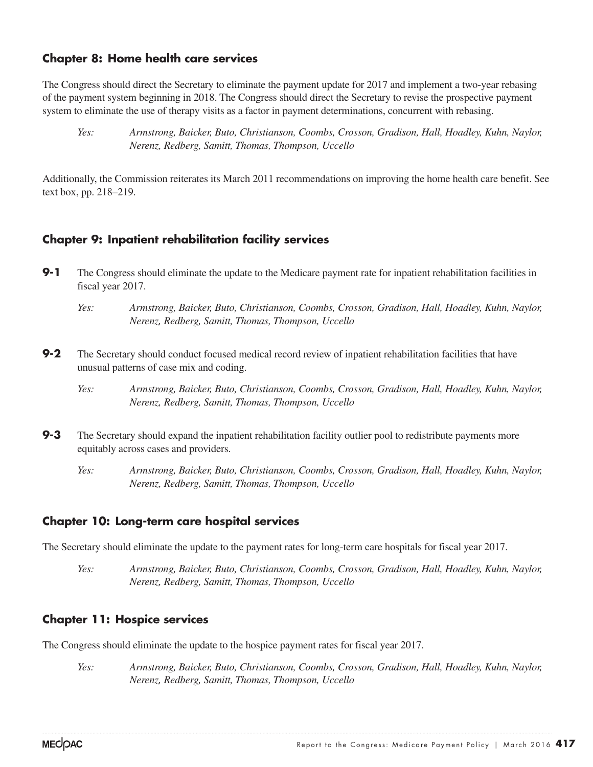## Chapter 8: Home health care services

The Congress should direct the Secretary to eliminate the payment update for 2017 and implement a two-year rebasing of the payment system beginning in 2018. The Congress should direct the Secretary to revise the prospective payment system to eliminate the use of therapy visits as a factor in payment determinations, concurrent with rebasing.

*Yes:* *Armstrong, Baicker, Buto, Christianson, Coombs, Crosson, Gradison, Hall, Hoadley, Kuhn, Naylor, Nerenz, Redberg, Samitt, Thomas, Thompson, Uccello*

Additionally, the Commission reiterates its March 2011 recommendations on improving the home health care benefit. See text box, pp. 218–219.

## Chapter 9: Inpatient rehabilitation facility services

**9-1** The Congress should eliminate the update to the Medicare payment rate for inpatient rehabilitation facilities in fiscal year 2017.

*Yes:* *Armstrong, Baicker, Buto, Christianson, Coombs, Crosson, Gradison, Hall, Hoadley, Kuhn, Naylor, Nerenz, Redberg, Samitt, Thomas, Thompson, Uccello*

**9-2** The Secretary should conduct focused medical record review of inpatient rehabilitation facilities that have unusual patterns of case mix and coding.

*Yes:* *Armstrong, Baicker, Buto, Christianson, Coombs, Crosson, Gradison, Hall, Hoadley, Kuhn, Naylor, Nerenz, Redberg, Samitt, Thomas, Thompson, Uccello*

**9-3** The Secretary should expand the inpatient rehabilitation facility outlier pool to redistribute payments more equitably across cases and providers.

*Yes:* *Armstrong, Baicker, Buto, Christianson, Coombs, Crosson, Gradison, Hall, Hoadley, Kuhn, Naylor, Nerenz, Redberg, Samitt, Thomas, Thompson, Uccello*

## Chapter 10: Long-term care hospital services

The Secretary should eliminate the update to the payment rates for long-term care hospitals for fiscal year 2017.

*Yes:* *Armstrong, Baicker, Buto, Christianson, Coombs, Crosson, Gradison, Hall, Hoadley, Kuhn, Naylor, Nerenz, Redberg, Samitt, Thomas, Thompson, Uccello*

## Chapter 11: Hospice services

The Congress should eliminate the update to the hospice payment rates for fiscal year 2017.

*Yes:* *Armstrong, Baicker, Buto, Christianson, Coombs, Crosson, Gradison, Hall, Hoadley, Kuhn, Naylor, Nerenz, Redberg, Samitt, Thomas, Thompson, Uccello*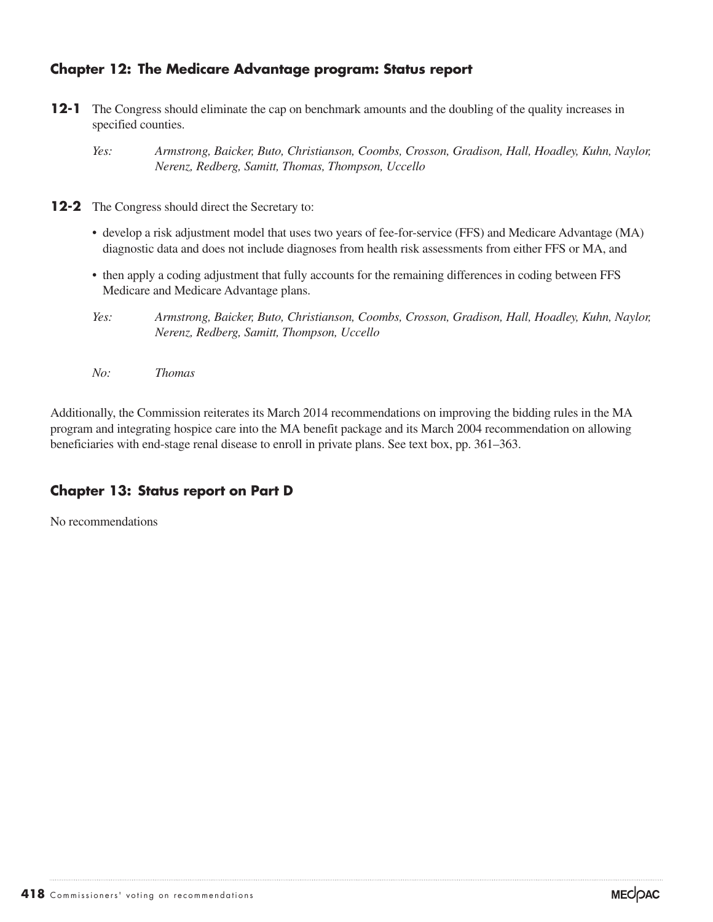### Chapter 12: The Medicare Advantage program: Status report

**12-1** The Congress should eliminate the cap on benchmark amounts and the doubling of the quality increases in specified counties.

*Yes:* *Armstrong, Baicker, Buto, Christianson, Coombs, Crosson, Gradison, Hall, Hoadley, Kuhn, Naylor, Nerenz, Redberg, Samitt, Thomas, Thompson, Uccello*

**12-2** The Congress should direct the Secretary to:

- develop a risk adjustment model that uses two years of fee-for-service (FFS) and Medicare Advantage (MA) diagnostic data and does not include diagnoses from health risk assessments from either FFS or MA, and
- then apply a coding adjustment that fully accounts for the remaining differences in coding between FFS Medicare and Medicare Advantage plans.

*Yes:* *Armstrong, Baicker, Buto, Christianson, Coombs, Crosson, Gradison, Hall, Hoadley, Kuhn, Naylor, Nerenz, Redberg, Samitt, Thompson, Uccello*

*No:* *Thomas*

Additionally, the Commission reiterates its March 2014 recommendations on improving the bidding rules in the MA program and integrating hospice care into the MA benefit package and its March 2004 recommendation on allowing beneficiaries with end-stage renal disease to enroll in private plans. See text box, pp. 361–363.

### Chapter 13: Status report on Part D

No recommendations